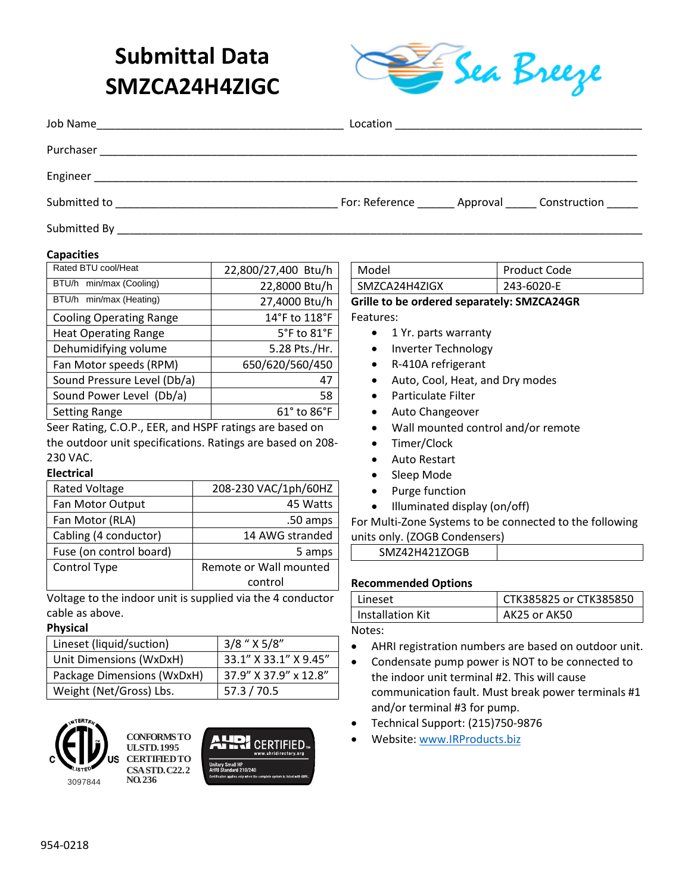# Submittal Data SMZCA24H4ZIGC

Sea Breeze

Job Name_______________________________________ Location _______________________________________

Purchaser ________________________________________________________________________________

Engineer _________________________________________________________________________________

Submitted to ___________________________________ For: Reference ______ Approval _____ Construction _____

Submitted By ______________________________________________________________________________

### Capacities

| | |
|---|---|
| Rated BTU cool/Heat | 22,800/27,400 Btu/h |
| BTU/h min/max (Cooling) | 22,8000 Btu/h |
| BTU/h min/max (Heating) | 27,4000 Btu/h |
| Cooling Operating Range | 14°F to 118°F |
| Heat Operating Range | 5°F to 81°F |
| Dehumidifying volume | 5.28 Pts./Hr. |
| Fan Motor speeds (RPM) | 650/620/560/450 |
| Sound Pressure Level (Db/a) | 47 |
| Sound Power Level (Db/a) | 58 |
| Setting Range | 61° to 86°F |

Seer Rating, C.O.P., EER, and HSPF ratings are based on the outdoor unit specifications. Ratings are based on 208-230 VAC.

### Electrical

| | |
|---|---|
| Rated Voltage | 208-230 VAC/1ph/60HZ |
| Fan Motor Output | 45 Watts |
| Fan Motor (RLA) | .50 amps |
| Cabling (4 conductor) | 14 AWG stranded |
| Fuse (on control board) | 5 amps |
| Control Type | Remote or Wall mounted control |

Voltage to the indoor unit is supplied via the 4 conductor cable as above.

### Physical

| | |
|---|---|
| Lineset (liquid/suction) | 3/8 " X 5/8" |
| Unit Dimensions (WxDxH) | 33.1" X 33.1" X 9.45" |
| Package Dimensions (WxDxH) | 37.9" X 37.9" x 12.8" |
| Weight (Net/Gross) Lbs. | 57.3 / 70.5 |

ETL Listed C US 3097844

CONFORMS TO UL STD. 1995 CERTIFIED TO CSA STD. C22.2 NO. 236

AHRI CERTIFIED™ www.ahridirectory.org — Unitary Small HP AHRI Standard 210/240. Certification applies only when the complete system is listed with AHRI.

| Model | Product Code |
|---|---|
| SMZCA24H4ZIGX | 243-6020-E |

**Grille to be ordered separately: SMZCA24GR**

Features:

- 1 Yr. parts warranty
- Inverter Technology
- R-410A refrigerant
- Auto, Cool, Heat, and Dry modes
- Particulate Filter
- Auto Changeover
- Wall mounted control and/or remote
- Timer/Clock
- Auto Restart
- Sleep Mode
- Purge function
- Illuminated display (on/off)

For Multi-Zone Systems to be connected to the following units only. (ZOGB Condensers)

| | |
|---|---|
| SMZ42H421ZOGB | |

### Recommended Options

| | |
|---|---|
| Lineset | CTK385825 or CTK385850 |
| Installation Kit | AK25 or AK50 |

Notes:

- AHRI registration numbers are based on outdoor unit.
- Condensate pump power is NOT to be connected to the indoor unit terminal #2. This will cause communication fault. Must break power terminals #1 and/or terminal #3 for pump.
- Technical Support: (215)750-9876
- Website: [www.IRProducts.biz](http://www.IRProducts.biz)

954-0218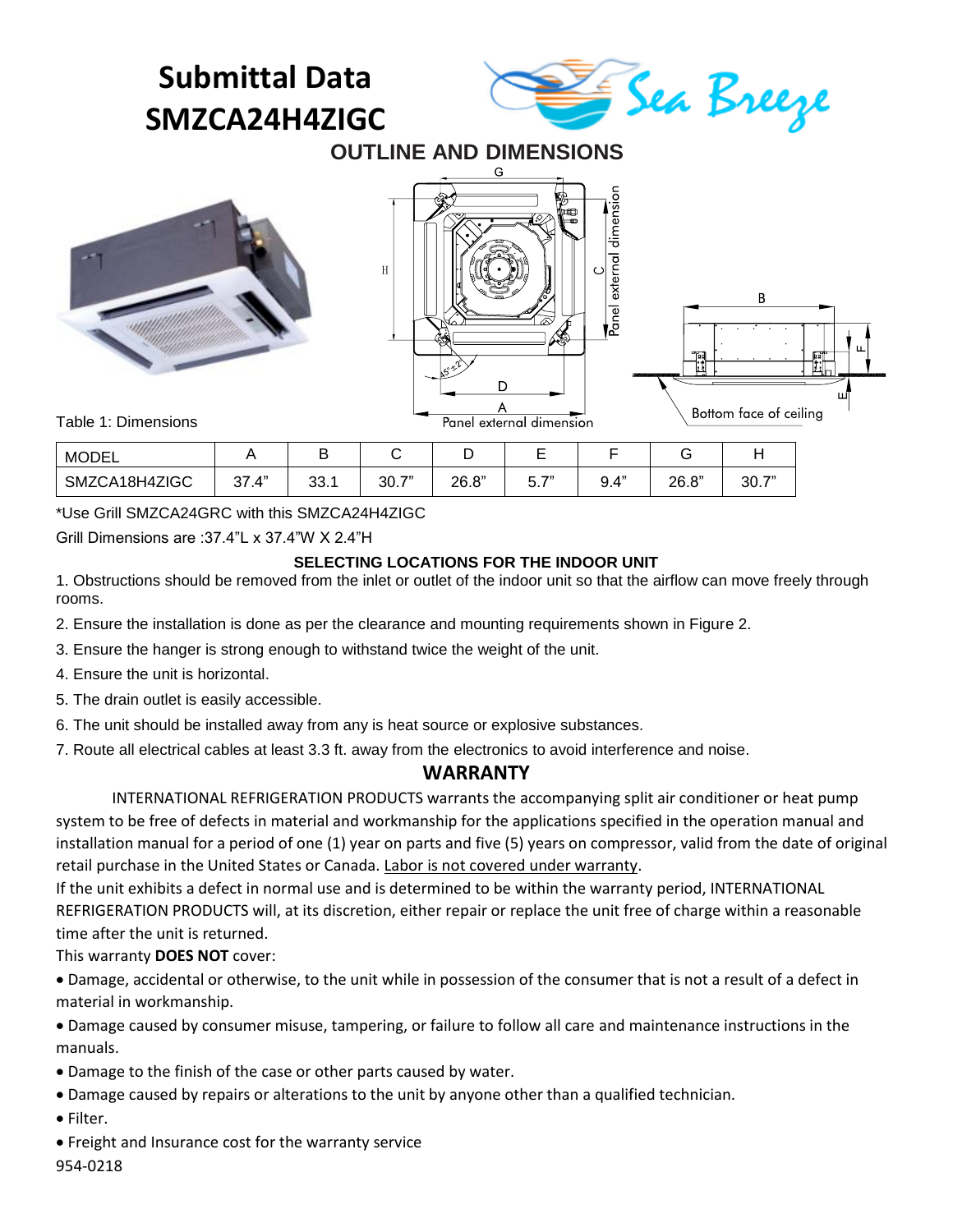# Submittal Data
# SMZCA24H4ZIGC

Sea Breeze

## OUTLINE AND DIMENSIONS

Table 1: Dimensions

| MODEL | A | B | C | D | E | F | G | H |
|---|---|---|---|---|---|---|---|---|
| SMZCA18H4ZIGC | 37.4" | 33.1 | 30.7" | 26.8" | 5.7" | 9.4" | 26.8" | 30.7" |

*Use Grill SMZCA24GRC with this SMZCA24H4ZIGC

Grill Dimensions are :37.4"L x 37.4"W X 2.4"H

### SELECTING LOCATIONS FOR THE INDOOR UNIT

1. Obstructions should be removed from the inlet or outlet of the indoor unit so that the airflow can move freely through rooms.
2. Ensure the installation is done as per the clearance and mounting requirements shown in Figure 2.
3. Ensure the hanger is strong enough to withstand twice the weight of the unit.
4. Ensure the unit is horizontal.
5. The drain outlet is easily accessible.
6. The unit should be installed away from any is heat source or explosive substances.
7. Route all electrical cables at least 3.3 ft. away from the electronics to avoid interference and noise.

## WARRANTY

INTERNATIONAL REFRIGERATION PRODUCTS warrants the accompanying split air conditioner or heat pump system to be free of defects in material and workmanship for the applications specified in the operation manual and installation manual for a period of one (1) year on parts and five (5) years on compressor, valid from the date of original retail purchase in the United States or Canada. Labor is not covered under warranty.

If the unit exhibits a defect in normal use and is determined to be within the warranty period, INTERNATIONAL REFRIGERATION PRODUCTS will, at its discretion, either repair or replace the unit free of charge within a reasonable time after the unit is returned.

This warranty **DOES NOT** cover:

- Damage, accidental or otherwise, to the unit while in possession of the consumer that is not a result of a defect in material in workmanship.
- Damage caused by consumer misuse, tampering, or failure to follow all care and maintenance instructions in the manuals.
- Damage to the finish of the case or other parts caused by water.
- Damage caused by repairs or alterations to the unit by anyone other than a qualified technician.
- Filter.
- Freight and Insurance cost for the warranty service

954-0218